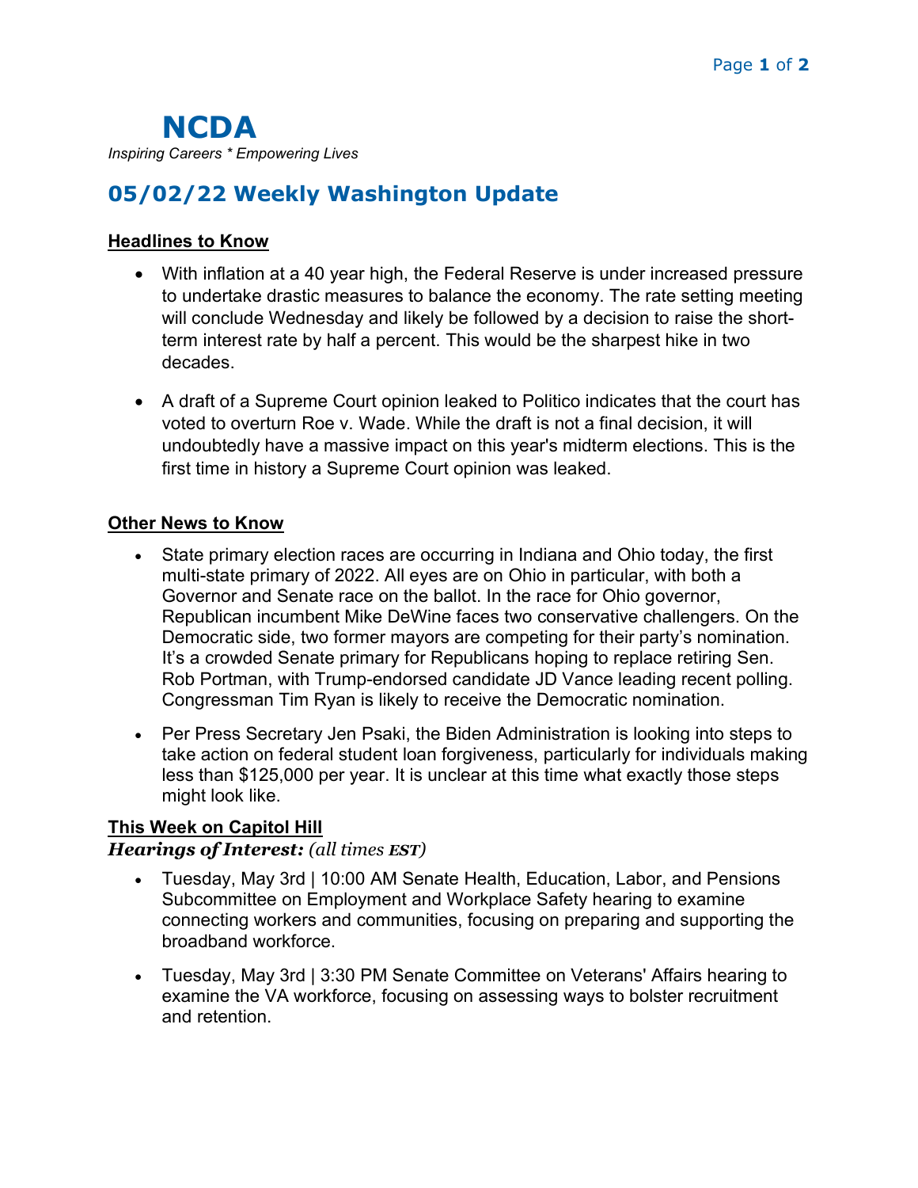# NCDA

*Inspiring Careers * Empowering Lives*

## 05/02/22 Weekly Washington Update

### Headlines to Know

- With inflation at a 40 year high, the Federal Reserve is under increased pressure to undertake drastic measures to balance the economy. The rate setting meeting will conclude Wednesday and likely be followed by a decision to raise the short-term interest rate by half a percent. This would be the sharpest hike in two decades.
- A draft of a Supreme Court opinion leaked to Politico indicates that the court has voted to overturn Roe v. Wade. While the draft is not a final decision, it will undoubtedly have a massive impact on this year's midterm elections. This is the first time in history a Supreme Court opinion was leaked.

### Other News to Know

- State primary election races are occurring in Indiana and Ohio today, the first multi-state primary of 2022. All eyes are on Ohio in particular, with both a Governor and Senate race on the ballot. In the race for Ohio governor, Republican incumbent Mike DeWine faces two conservative challengers. On the Democratic side, two former mayors are competing for their party's nomination. It's a crowded Senate primary for Republicans hoping to replace retiring Sen. Rob Portman, with Trump-endorsed candidate JD Vance leading recent polling. Congressman Tim Ryan is likely to receive the Democratic nomination.
- Per Press Secretary Jen Psaki, the Biden Administration is looking into steps to take action on federal student loan forgiveness, particularly for individuals making less than $125,000 per year. It is unclear at this time what exactly those steps might look like.

### This Week on Capitol Hill

***Hearings of Interest:*** *(all times **EST**)*

- Tuesday, May 3rd | 10:00 AM Senate Health, Education, Labor, and Pensions Subcommittee on Employment and Workplace Safety hearing to examine connecting workers and communities, focusing on preparing and supporting the broadband workforce.
- Tuesday, May 3rd | 3:30 PM Senate Committee on Veterans' Affairs hearing to examine the VA workforce, focusing on assessing ways to bolster recruitment and retention.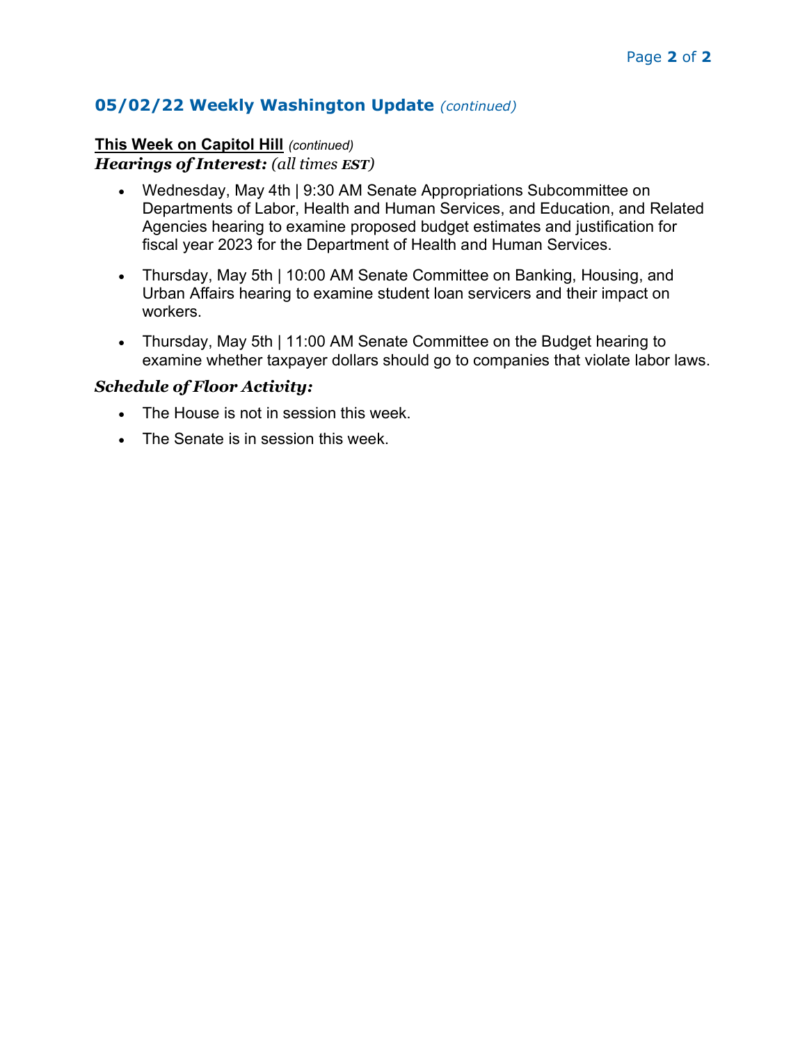## 05/02/22 Weekly Washington Update *(continued)*

**This Week on Capitol Hill** *(continued)*

***Hearings of Interest:*** *(all times **EST**)*

- Wednesday, May 4th | 9:30 AM Senate Appropriations Subcommittee on Departments of Labor, Health and Human Services, and Education, and Related Agencies hearing to examine proposed budget estimates and justification for fiscal year 2023 for the Department of Health and Human Services.
- Thursday, May 5th | 10:00 AM Senate Committee on Banking, Housing, and Urban Affairs hearing to examine student loan servicers and their impact on workers.
- Thursday, May 5th | 11:00 AM Senate Committee on the Budget hearing to examine whether taxpayer dollars should go to companies that violate labor laws.

***Schedule of Floor Activity:***

- The House is not in session this week.
- The Senate is in session this week.